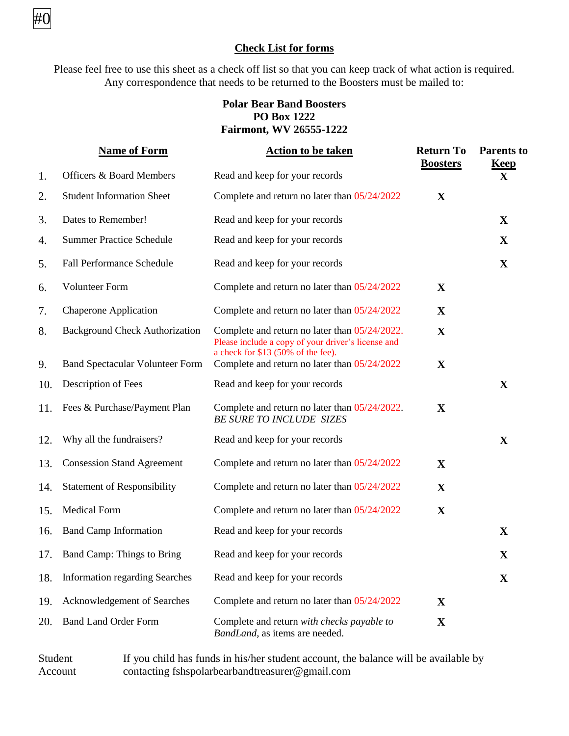#0

## Check List for forms

Please feel free to use this sheet as a check off list so that you can keep track of what action is required. Any correspondence that needs to be returned to the Boosters must be mailed to:

**Polar Bear Band Boosters**
**PO Box 1222**
**Fairmont, WV 26555-1222**

| | Name of Form | Action to be taken | Return To Boosters | Parents to Keep |
|---|---|---|---|---|
| 1. | Officers & Board Members | Read and keep for your records | | X |
| 2. | Student Information Sheet | Complete and return no later than 05/24/2022 | X | |
| 3. | Dates to Remember! | Read and keep for your records | | X |
| 4. | Summer Practice Schedule | Read and keep for your records | | X |
| 5. | Fall Performance Schedule | Read and keep for your records | | X |
| 6. | Volunteer Form | Complete and return no later than 05/24/2022 | X | |
| 7. | Chaperone Application | Complete and return no later than 05/24/2022 | X | |
| 8. | Background Check Authorization | Complete and return no later than 05/24/2022. Please include a copy of your driver's license and a check for $13 (50% of the fee). | X | |
| 9. | Band Spectacular Volunteer Form | Complete and return no later than 05/24/2022 | X | |
| 10. | Description of Fees | Read and keep for your records | | X |
| 11. | Fees & Purchase/Payment Plan | Complete and return no later than 05/24/2022. *BE SURE TO INCLUDE SIZES* | X | |
| 12. | Why all the fundraisers? | Read and keep for your records | | X |
| 13. | Consession Stand Agreement | Complete and return no later than 05/24/2022 | X | |
| 14. | Statement of Responsibility | Complete and return no later than 05/24/2022 | X | |
| 15. | Medical Form | Complete and return no later than 05/24/2022 | X | |
| 16. | Band Camp Information | Read and keep for your records | | X |
| 17. | Band Camp: Things to Bring | Read and keep for your records | | X |
| 18. | Information regarding Searches | Read and keep for your records | | X |
| 19. | Acknowledgement of Searches | Complete and return no later than 05/24/2022 | X | |
| 20. | Band Land Order Form | Complete and return *with checks payable to BandLand*, as items are needed. | X | |

Student Account — If you child has funds in his/her student account, the balance will be available by contacting fshspolarbearbandtreasurer@gmail.com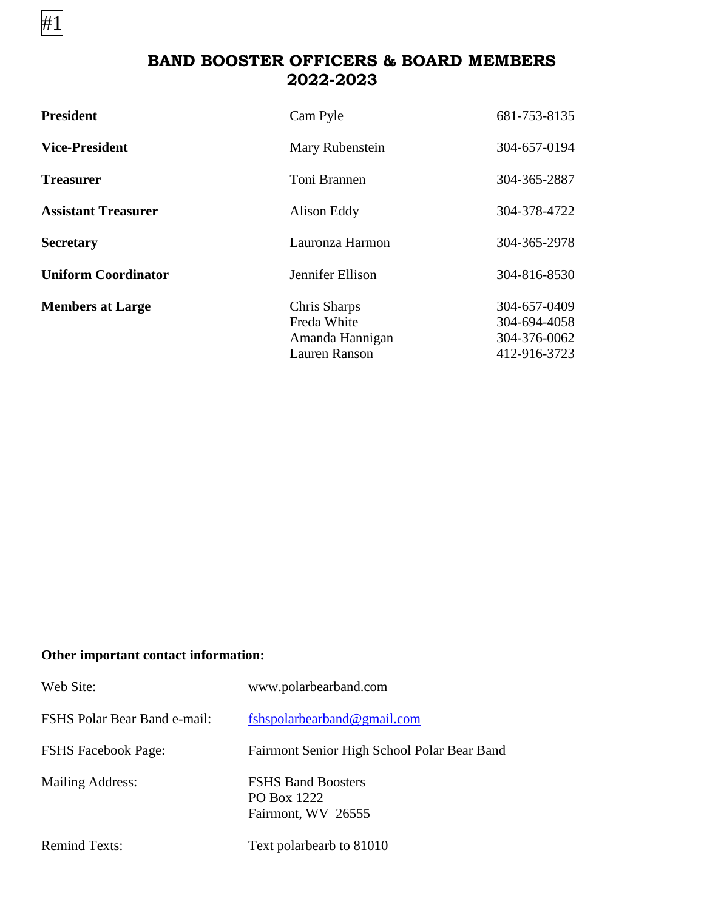#1

# BAND BOOSTER OFFICERS & BOARD MEMBERS 2022-2023

| | | |
|---|---|---|
| **President** | Cam Pyle | 681-753-8135 |
| **Vice-President** | Mary Rubenstein | 304-657-0194 |
| **Treasurer** | Toni Brannen | 304-365-2887 |
| **Assistant Treasurer** | Alison Eddy | 304-378-4722 |
| **Secretary** | Lauronza Harmon | 304-365-2978 |
| **Uniform Coordinator** | Jennifer Ellison | 304-816-8530 |
| **Members at Large** | Chris Sharps | 304-657-0409 |
| | Freda White | 304-694-4058 |
| | Amanda Hannigan | 304-376-0062 |
| | Lauren Ranson | 412-916-3723 |

**Other important contact information:**

| | |
|---|---|
| Web Site: | www.polarbearband.com |
| FSHS Polar Bear Band e-mail: | fshspolarbearband@gmail.com |
| FSHS Facebook Page: | Fairmont Senior High School Polar Bear Band |
| Mailing Address: | FSHS Band Boosters<br>PO Box 1222<br>Fairmont, WV 26555 |
| Remind Texts: | Text polarbearb to 81010 |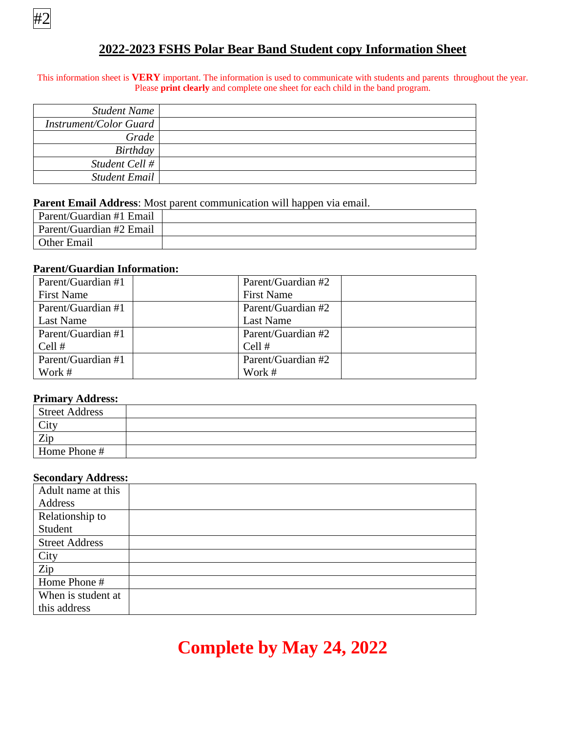#2

# 2022-2023 FSHS Polar Bear Band Student copy Information Sheet

This information sheet is **VERY** important. The information is used to communicate with students and parents throughout the year. Please **print clearly** and complete one sheet for each child in the band program.

| | |
|---|---|
| *Student Name* | |
| *Instrument/Color Guard* | |
| *Grade* | |
| *Birthday* | |
| *Student Cell #* | |
| *Student Email* | |

**Parent Email Address**: Most parent communication will happen via email.

| | |
|---|---|
| Parent/Guardian #1 Email | |
| Parent/Guardian #2 Email | |
| Other Email | |

**Parent/Guardian Information:**

| | | | |
|---|---|---|---|
| Parent/Guardian #1 First Name | | Parent/Guardian #2 First Name | |
| Parent/Guardian #1 Last Name | | Parent/Guardian #2 Last Name | |
| Parent/Guardian #1 Cell # | | Parent/Guardian #2 Cell # | |
| Parent/Guardian #1 Work # | | Parent/Guardian #2 Work # | |

**Primary Address:**

| | |
|---|---|
| Street Address | |
| City | |
| Zip | |
| Home Phone # | |

**Secondary Address:**

| | |
|---|---|
| Adult name at this Address | |
| Relationship to Student | |
| Street Address | |
| City | |
| Zip | |
| Home Phone # | |
| When is student at this address | |

**Complete by May 24, 2022**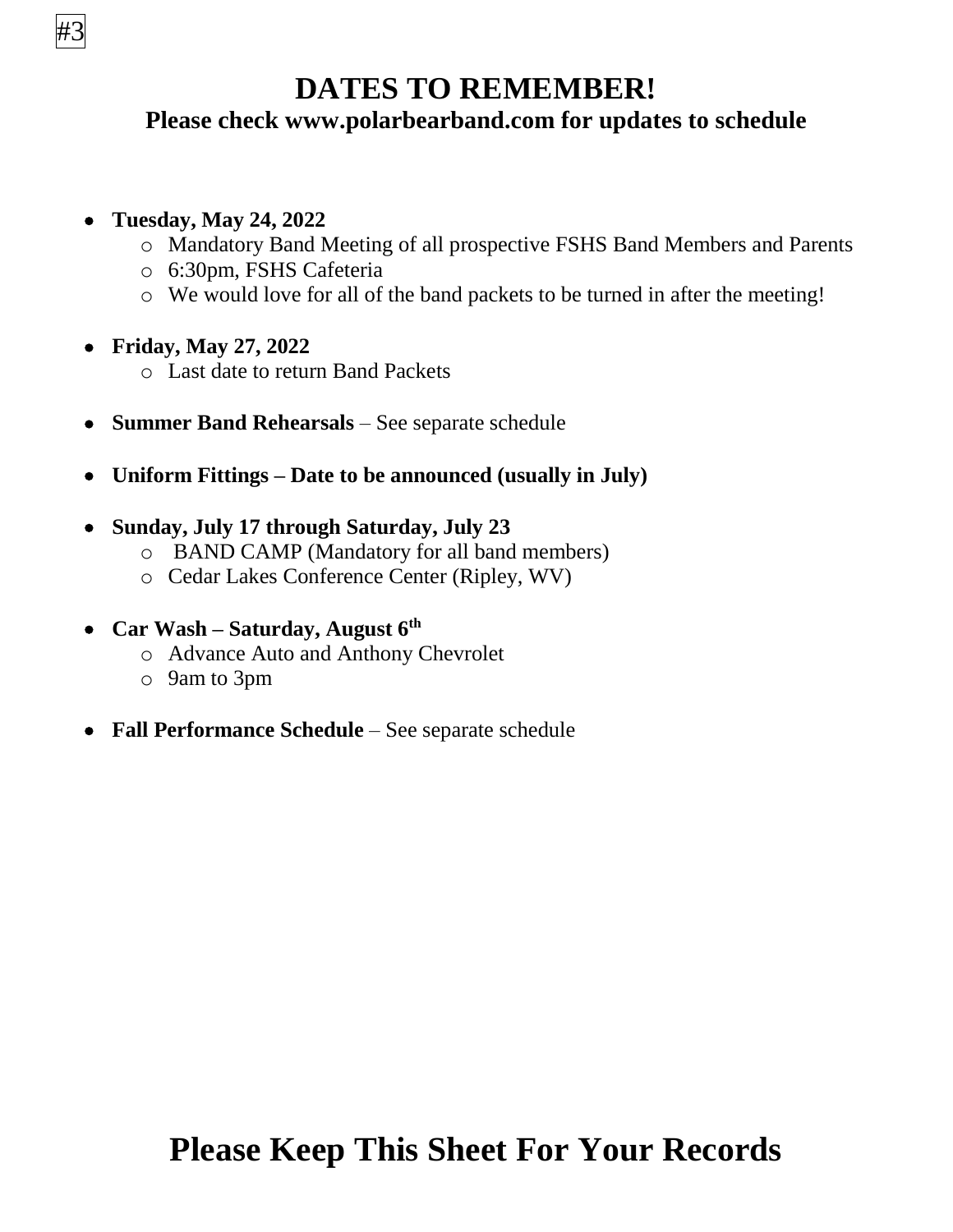#3

# DATES TO REMEMBER!

## Please check www.polarbearband.com for updates to schedule

- **Tuesday, May 24, 2022**
  - Mandatory Band Meeting of all prospective FSHS Band Members and Parents
  - 6:30pm, FSHS Cafeteria
  - We would love for all of the band packets to be turned in after the meeting!
- **Friday, May 27, 2022**
  - Last date to return Band Packets
- **Summer Band Rehearsals** – See separate schedule
- **Uniform Fittings – Date to be announced (usually in July)**
- **Sunday, July 17 through Saturday, July 23**
  - BAND CAMP (Mandatory for all band members)
  - Cedar Lakes Conference Center (Ripley, WV)
- **Car Wash – Saturday, August 6th**
  - Advance Auto and Anthony Chevrolet
  - 9am to 3pm
- **Fall Performance Schedule** – See separate schedule

# Please Keep This Sheet For Your Records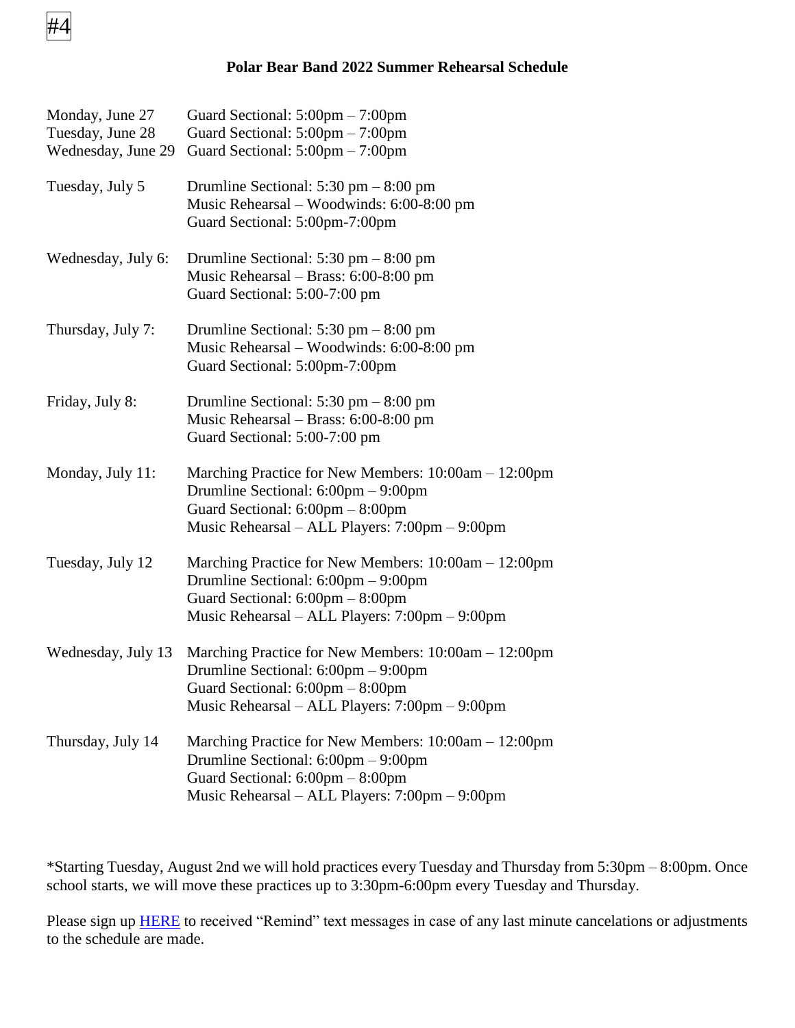#4

## Polar Bear Band 2022 Summer Rehearsal Schedule

Monday, June 27 — Guard Sectional: 5:00pm – 7:00pm
Tuesday, June 28 — Guard Sectional: 5:00pm – 7:00pm
Wednesday, June 29 — Guard Sectional: 5:00pm – 7:00pm

Tuesday, July 5
Drumline Sectional: 5:30 pm – 8:00 pm
Music Rehearsal – Woodwinds: 6:00-8:00 pm
Guard Sectional: 5:00pm-7:00pm

Wednesday, July 6:
Drumline Sectional: 5:30 pm – 8:00 pm
Music Rehearsal – Brass: 6:00-8:00 pm
Guard Sectional: 5:00-7:00 pm

Thursday, July 7:
Drumline Sectional: 5:30 pm – 8:00 pm
Music Rehearsal – Woodwinds: 6:00-8:00 pm
Guard Sectional: 5:00pm-7:00pm

Friday, July 8:
Drumline Sectional: 5:30 pm – 8:00 pm
Music Rehearsal – Brass: 6:00-8:00 pm
Guard Sectional: 5:00-7:00 pm

Monday, July 11:
Marching Practice for New Members: 10:00am – 12:00pm
Drumline Sectional: 6:00pm – 9:00pm
Guard Sectional: 6:00pm – 8:00pm
Music Rehearsal – ALL Players: 7:00pm – 9:00pm

Tuesday, July 12
Marching Practice for New Members: 10:00am – 12:00pm
Drumline Sectional: 6:00pm – 9:00pm
Guard Sectional: 6:00pm – 8:00pm
Music Rehearsal – ALL Players: 7:00pm – 9:00pm

Wednesday, July 13
Marching Practice for New Members: 10:00am – 12:00pm
Drumline Sectional: 6:00pm – 9:00pm
Guard Sectional: 6:00pm – 8:00pm
Music Rehearsal – ALL Players: 7:00pm – 9:00pm

Thursday, July 14
Marching Practice for New Members: 10:00am – 12:00pm
Drumline Sectional: 6:00pm – 9:00pm
Guard Sectional: 6:00pm – 8:00pm
Music Rehearsal – ALL Players: 7:00pm – 9:00pm

*Starting Tuesday, August 2nd we will hold practices every Tuesday and Thursday from 5:30pm – 8:00pm. Once school starts, we will move these practices up to 3:30pm-6:00pm every Tuesday and Thursday.

Please sign up HERE to received "Remind" text messages in case of any last minute cancelations or adjustments to the schedule are made.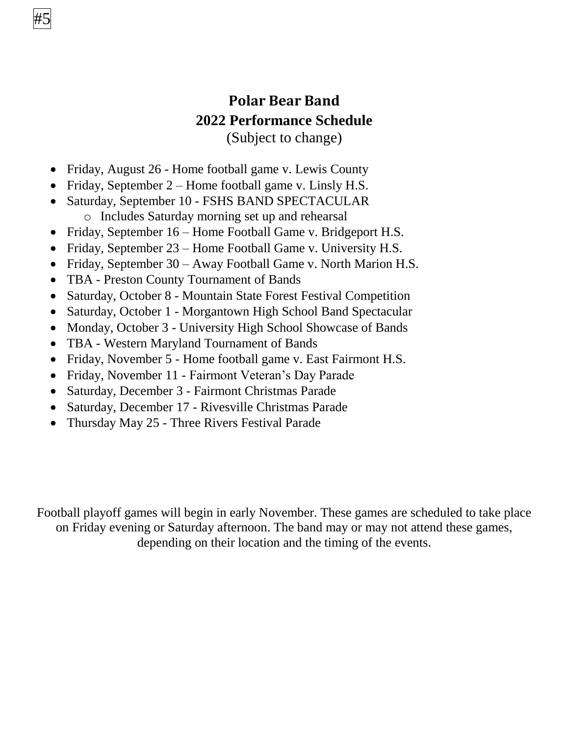#5

## Polar Bear Band
## 2022 Performance Schedule
(Subject to change)

- Friday, August 26 - Home football game v. Lewis County
- Friday, September 2 – Home football game v. Linsly H.S.
- Saturday, September 10 - FSHS BAND SPECTACULAR
  - Includes Saturday morning set up and rehearsal
- Friday, September 16 – Home Football Game v. Bridgeport H.S.
- Friday, September 23 – Home Football Game v. University H.S.
- Friday, September 30 – Away Football Game v. North Marion H.S.
- TBA - Preston County Tournament of Bands
- Saturday, October 8 - Mountain State Forest Festival Competition
- Saturday, October 1 - Morgantown High School Band Spectacular
- Monday, October 3 - University High School Showcase of Bands
- TBA - Western Maryland Tournament of Bands
- Friday, November 5 - Home football game v. East Fairmont H.S.
- Friday, November 11 - Fairmont Veteran's Day Parade
- Saturday, December 3 - Fairmont Christmas Parade
- Saturday, December 17 - Rivesville Christmas Parade
- Thursday May 25 - Three Rivers Festival Parade

Football playoff games will begin in early November. These games are scheduled to take place on Friday evening or Saturday afternoon. The band may or may not attend these games, depending on their location and the timing of the events.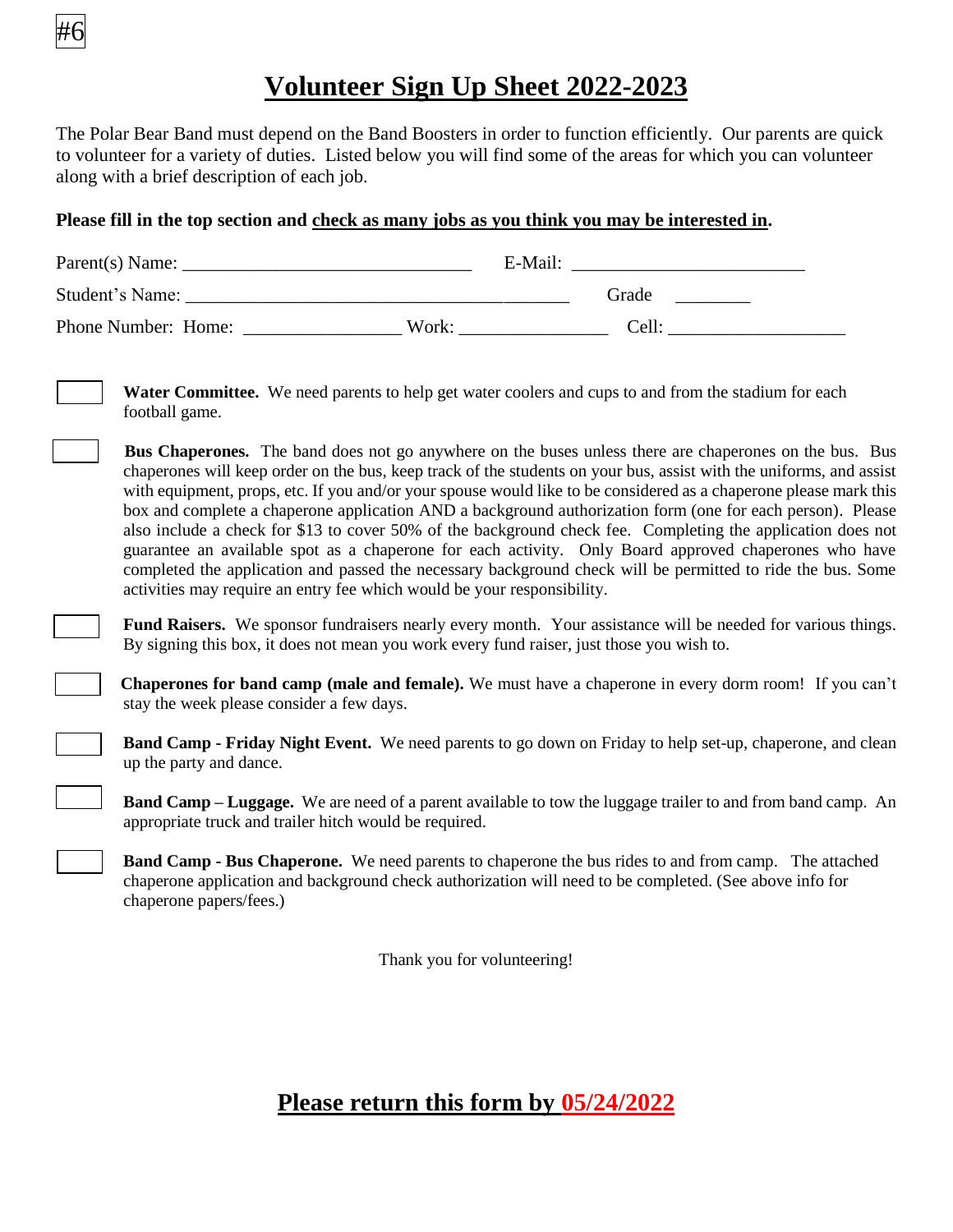#6

# Volunteer Sign Up Sheet 2022-2023

The Polar Bear Band must depend on the Band Boosters in order to function efficiently. Our parents are quick to volunteer for a variety of duties. Listed below you will find some of the areas for which you can volunteer along with a brief description of each job.

**Please fill in the top section and check as many jobs as you think you may be interested in.**

Parent(s) Name: ______________________________ E-Mail: ________________________

Student's Name: ________________________________________ Grade ________

Phone Number: Home: ________________ Work: _______________ Cell: __________________

☐ **Water Committee.** We need parents to help get water coolers and cups to and from the stadium for each football game.

☐ **Bus Chaperones.** The band does not go anywhere on the buses unless there are chaperones on the bus. Bus chaperones will keep order on the bus, keep track of the students on your bus, assist with the uniforms, and assist with equipment, props, etc. If you and/or your spouse would like to be considered as a chaperone please mark this box and complete a chaperone application AND a background authorization form (one for each person). Please also include a check for $13 to cover 50% of the background check fee. Completing the application does not guarantee an available spot as a chaperone for each activity. Only Board approved chaperones who have completed the application and passed the necessary background check will be permitted to ride the bus. Some activities may require an entry fee which would be your responsibility.

☐ **Fund Raisers.** We sponsor fundraisers nearly every month. Your assistance will be needed for various things. By signing this box, it does not mean you work every fund raiser, just those you wish to.

☐ **Chaperones for band camp (male and female).** We must have a chaperone in every dorm room! If you can't stay the week please consider a few days.

☐ **Band Camp - Friday Night Event.** We need parents to go down on Friday to help set-up, chaperone, and clean up the party and dance.

☐ **Band Camp – Luggage.** We are need of a parent available to tow the luggage trailer to and from band camp. An appropriate truck and trailer hitch would be required.

☐ **Band Camp - Bus Chaperone.** We need parents to chaperone the bus rides to and from camp. The attached chaperone application and background check authorization will need to be completed. (See above info for chaperone papers/fees.)

Thank you for volunteering!

## Please return this form by 05/24/2022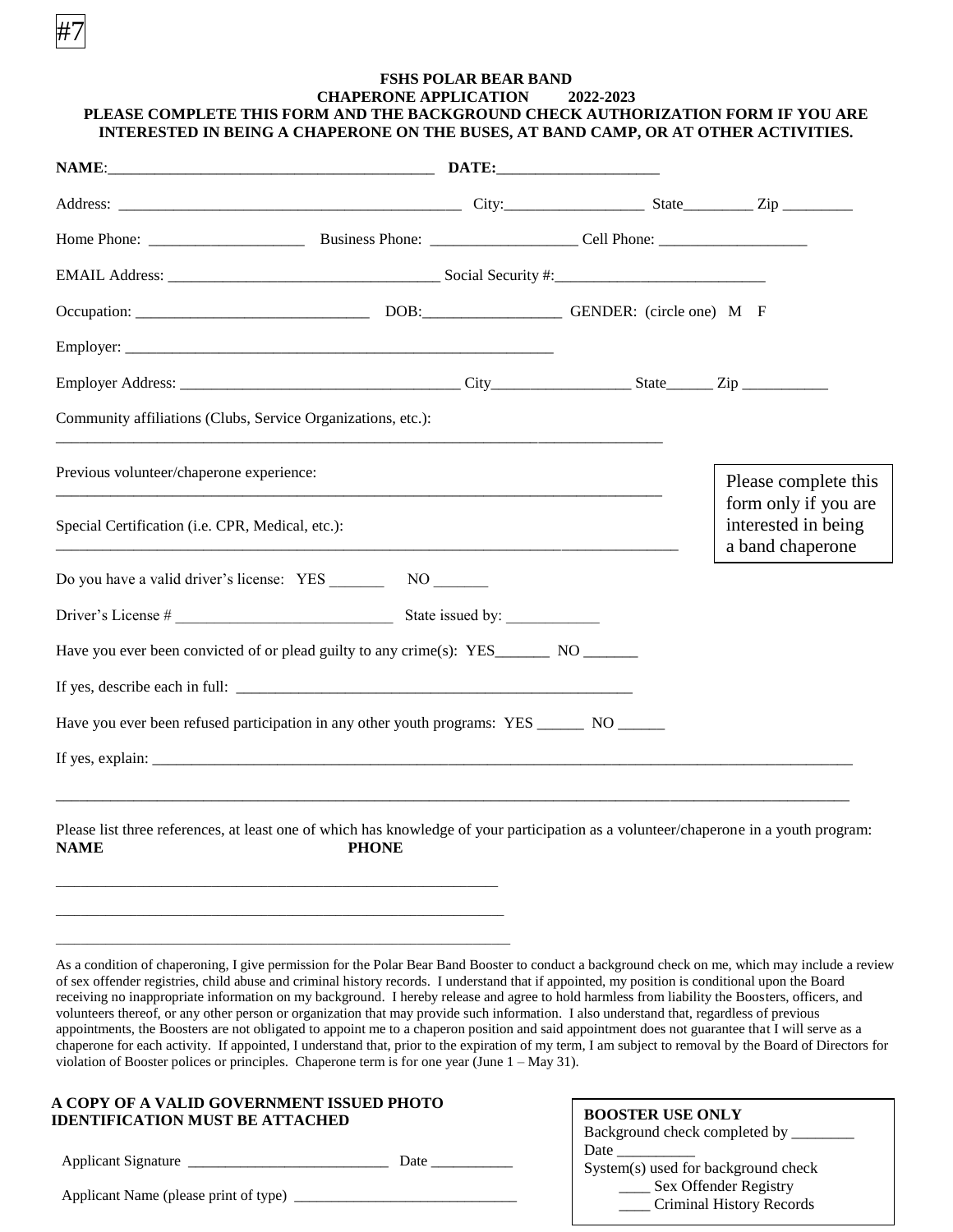#7

**FSHS POLAR BEAR BAND**
**CHAPERONE APPLICATION 2022-2023**
**PLEASE COMPLETE THIS FORM AND THE BACKGROUND CHECK AUTHORIZATION FORM IF YOU ARE INTERESTED IN BEING A CHAPERONE ON THE BUSES, AT BAND CAMP, OR AT OTHER ACTIVITIES.**

**NAME**:__________________________________________ **DATE:**_____________________

Address: _____________________________________________ City:__________________ State_________ Zip _________

Home Phone: ____________________ Business Phone: ___________________ Cell Phone: ___________________

EMAIL Address: ___________________________________ Social Security #:___________________________

Occupation: ______________________________ DOB:__________________ GENDER: (circle one) M F

Employer: ________________________________________________________

Employer Address: ____________________________________ City__________________ State______ Zip ___________

Community affiliations (Clubs, Service Organizations, etc.):

_____________________________________________________________________________

Previous volunteer/chaperone experience:

_____________________________________________________________________________

Special Certification (i.e. CPR, Medical, etc.):

_____________________________________________________________________________

Please complete this form only if you are interested in being a band chaperone

Do you have a valid driver's license: YES _______ NO _______

Driver's License # ____________________________ State issued by: ____________

Have you ever been convicted of or plead guilty to any crime(s): YES_______ NO _______

If yes, describe each in full: ____________________________________________________

Have you ever been refused participation in any other youth programs: YES ______ NO ______

If yes, explain: _____________________________________________________________________________________________

_____________________________________________________________________________________________

Please list three references, at least one of which has knowledge of your participation as a volunteer/chaperone in a youth program:

**NAME** **PHONE**

__________________________________________________________

__________________________________________________________

__________________________________________________________

As a condition of chaperoning, I give permission for the Polar Bear Band Booster to conduct a background check on me, which may include a review of sex offender registries, child abuse and criminal history records. I understand that if appointed, my position is conditional upon the Board receiving no inappropriate information on my background. I hereby release and agree to hold harmless from liability the Boosters, officers, and volunteers thereof, or any other person or organization that may provide such information. I also understand that, regardless of previous appointments, the Boosters are not obligated to appoint me to a chaperon position and said appointment does not guarantee that I will serve as a chaperone for each activity. If appointed, I understand that, prior to the expiration of my term, I am subject to removal by the Board of Directors for violation of Booster polices or principles. Chaperone term is for one year (June 1 – May 31).

**A COPY OF A VALID GOVERNMENT ISSUED PHOTO IDENTIFICATION MUST BE ATTACHED**

Applicant Signature __________________________ Date ___________

Applicant Name (please print of type) _____________________________

**BOOSTER USE ONLY**
Background check completed by ________
Date __________
System(s) used for background check
____ Sex Offender Registry
____ Criminal History Records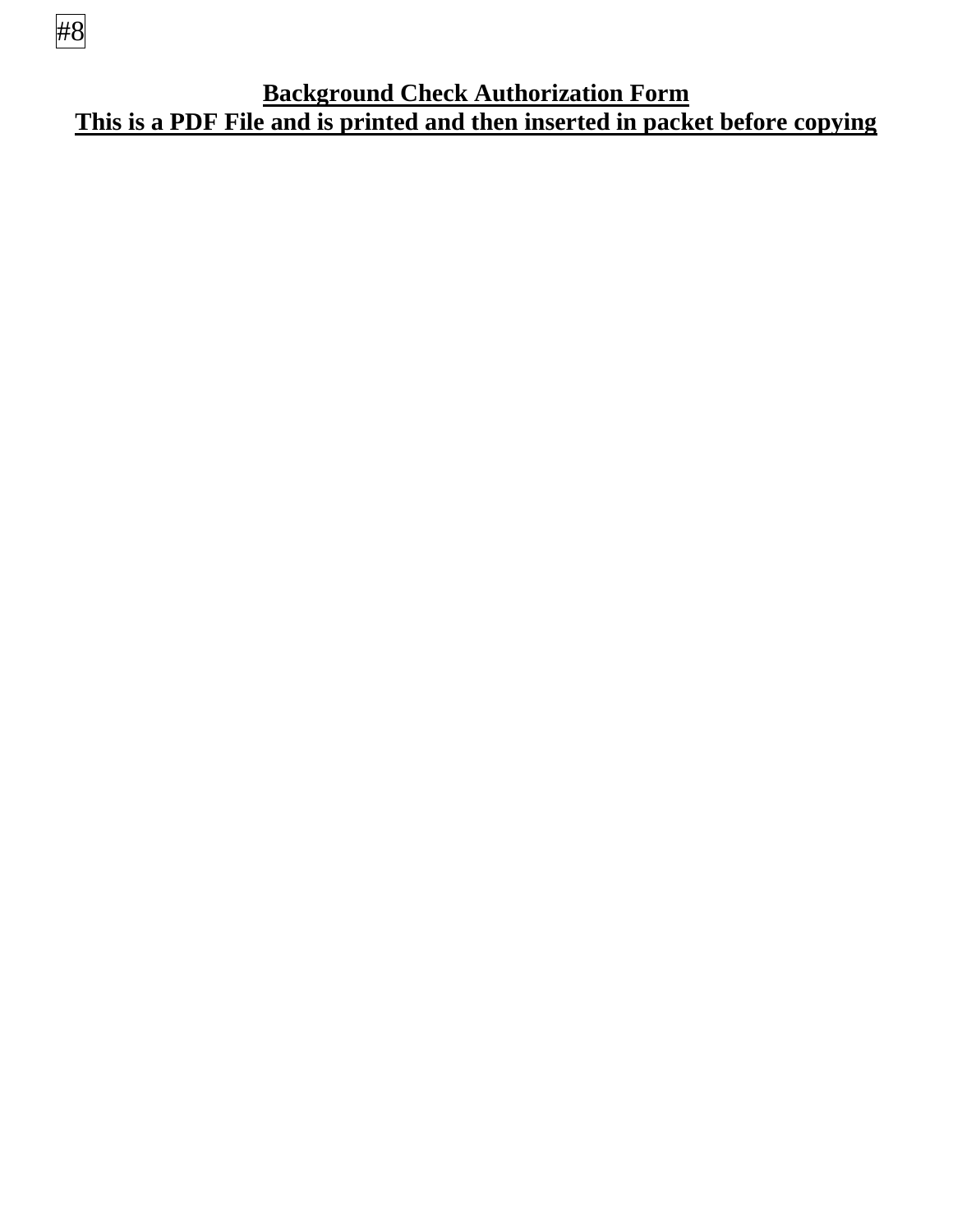#8

**Background Check Authorization Form**
**This is a PDF File and is printed and then inserted in packet before copying**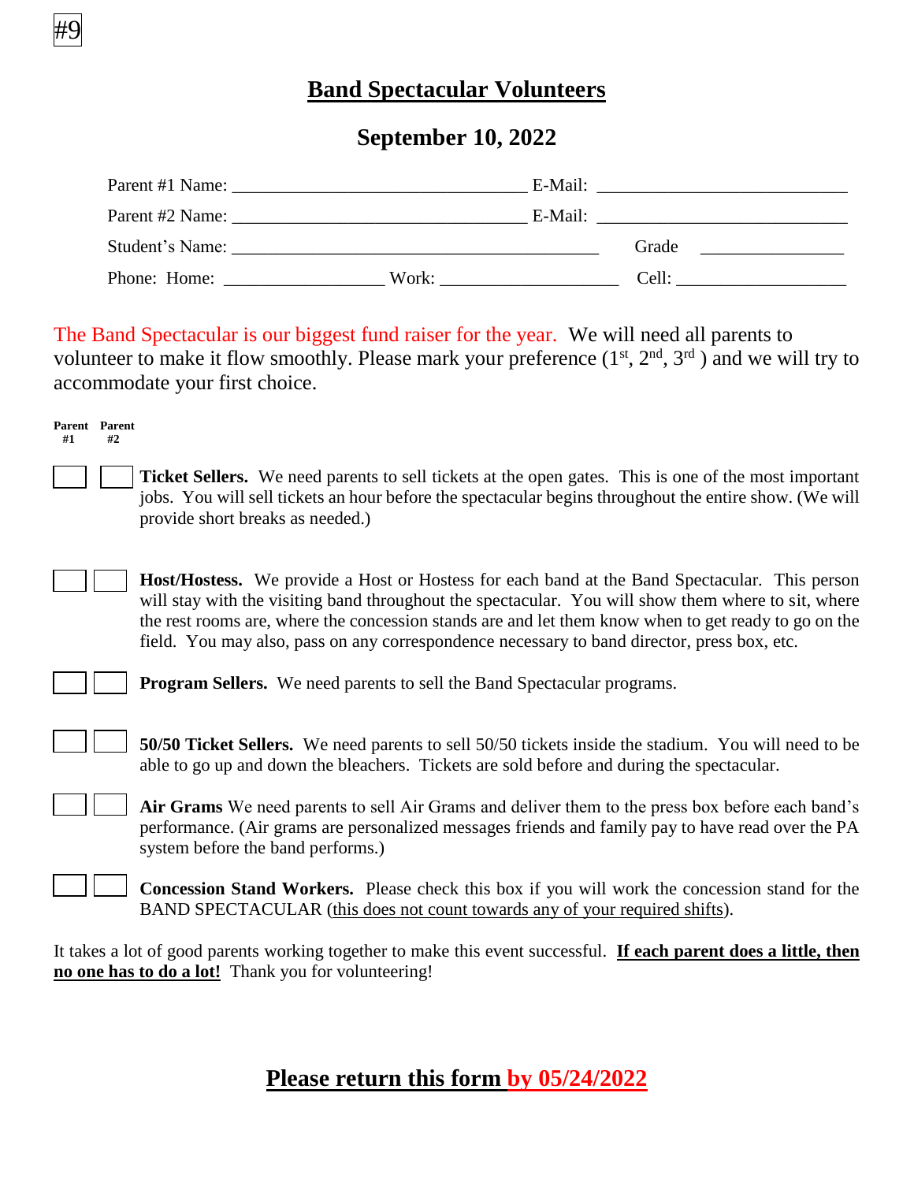#9

# Band Spectacular Volunteers

## September 10, 2022

Parent #1 Name: ______________________________ E-Mail: __________________________

Parent #2 Name: ______________________________ E-Mail: __________________________

Student's Name: ______________________________________ Grade ______________

Phone: Home: ________________ Work: __________________ Cell: _________________

The Band Spectacular is our biggest fund raiser for the year. We will need all parents to volunteer to make it flow smoothly. Please mark your preference (1st, 2nd, 3rd ) and we will try to accommodate your first choice.

| Parent #1 | Parent #2 | |
|---|---|---|
| ☐ | ☐ | **Ticket Sellers.** We need parents to sell tickets at the open gates. This is one of the most important jobs. You will sell tickets an hour before the spectacular begins throughout the entire show. (We will provide short breaks as needed.) |
| ☐ | ☐ | **Host/Hostess.** We provide a Host or Hostess for each band at the Band Spectacular. This person will stay with the visiting band throughout the spectacular. You will show them where to sit, where the rest rooms are, where the concession stands are and let them know when to get ready to go on the field. You may also, pass on any correspondence necessary to band director, press box, etc. |
| ☐ | ☐ | **Program Sellers.** We need parents to sell the Band Spectacular programs. |
| ☐ | ☐ | **50/50 Ticket Sellers.** We need parents to sell 50/50 tickets inside the stadium. You will need to be able to go up and down the bleachers. Tickets are sold before and during the spectacular. |
| ☐ | ☐ | **Air Grams** We need parents to sell Air Grams and deliver them to the press box before each band's performance. (Air grams are personalized messages friends and family pay to have read over the PA system before the band performs.) |
| ☐ | ☐ | **Concession Stand Workers.** Please check this box if you will work the concession stand for the BAND SPECTACULAR (this does not count towards any of your required shifts). |

It takes a lot of good parents working together to make this event successful. **If each parent does a little, then no one has to do a lot!** Thank you for volunteering!

## Please return this form by 05/24/2022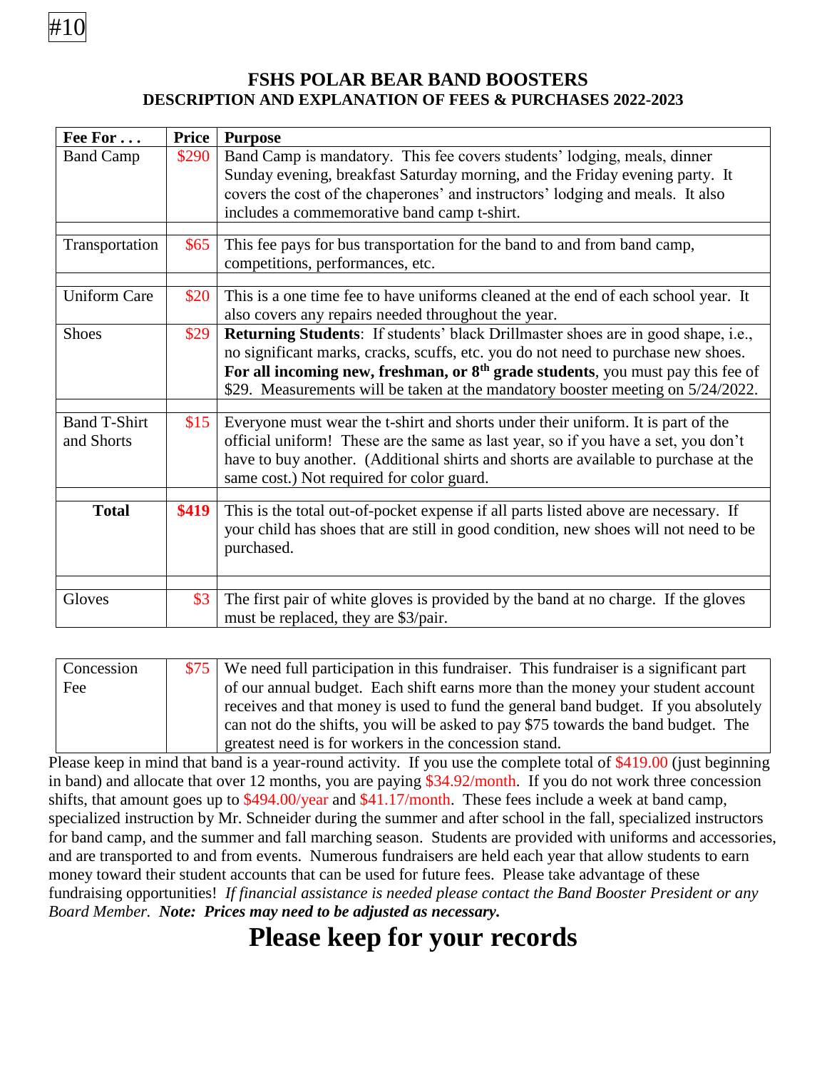#10

## FSHS POLAR BEAR BAND BOOSTERS
### DESCRIPTION AND EXPLANATION OF FEES & PURCHASES 2022-2023

| Fee For . . . | Price | Purpose |
|---|---|---|
| Band Camp | $290 | Band Camp is mandatory. This fee covers students' lodging, meals, dinner Sunday evening, breakfast Saturday morning, and the Friday evening party. It covers the cost of the chaperones' and instructors' lodging and meals. It also includes a commemorative band camp t-shirt. |
| | | |
| Transportation | $65 | This fee pays for bus transportation for the band to and from band camp, competitions, performances, etc. |
| | | |
| Uniform Care | $20 | This is a one time fee to have uniforms cleaned at the end of each school year. It also covers any repairs needed throughout the year. |
| Shoes | $29 | **Returning Students**: If students' black Drillmaster shoes are in good shape, i.e., no significant marks, cracks, scuffs, etc. you do not need to purchase new shoes. **For all incoming new, freshman, or 8th grade students**, you must pay this fee of $29. Measurements will be taken at the mandatory booster meeting on 5/24/2022. |
| | | |
| Band T-Shirt and Shorts | $15 | Everyone must wear the t-shirt and shorts under their uniform. It is part of the official uniform! These are the same as last year, so if you have a set, you don't have to buy another. (Additional shirts and shorts are available to purchase at the same cost.) Not required for color guard. |
| | | |
| **Total** | **$419** | This is the total out-of-pocket expense if all parts listed above are necessary. If your child has shoes that are still in good condition, new shoes will not need to be purchased. |
| | | |
| Gloves | $3 | The first pair of white gloves is provided by the band at no charge. If the gloves must be replaced, they are $3/pair. |

| Concession Fee | $75 | We need full participation in this fundraiser. This fundraiser is a significant part of our annual budget. Each shift earns more than the money your student account receives and that money is used to fund the general band budget. If you absolutely can not do the shifts, you will be asked to pay $75 towards the band budget. The greatest need is for workers in the concession stand. |
|---|---|---|

Please keep in mind that band is a year-round activity. If you use the complete total of $419.00 (just beginning in band) and allocate that over 12 months, you are paying $34.92/month. If you do not work three concession shifts, that amount goes up to $494.00/year and $41.17/month. These fees include a week at band camp, specialized instruction by Mr. Schneider during the summer and after school in the fall, specialized instructors for band camp, and the summer and fall marching season. Students are provided with uniforms and accessories, and are transported to and from events. Numerous fundraisers are held each year that allow students to earn money toward their student accounts that can be used for future fees. Please take advantage of these fundraising opportunities! *If financial assistance is needed please contact the Band Booster President or any Board Member.* ***Note: Prices may need to be adjusted as necessary.***

# Please keep for your records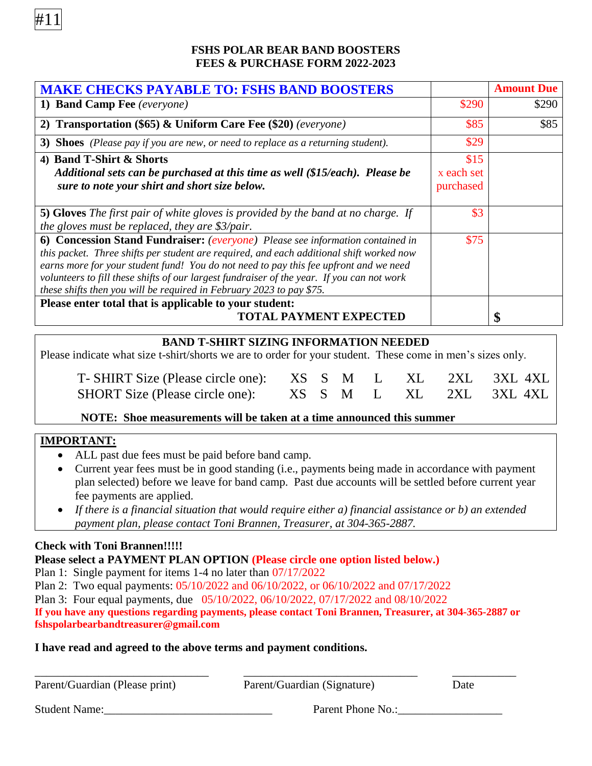#11

**FSHS POLAR BEAR BAND BOOSTERS**
**FEES & PURCHASE FORM 2022-2023**

| MAKE CHECKS PAYABLE TO: FSHS BAND BOOSTERS | | Amount Due |
|---|---|---|
| **1) Band Camp Fee** *(everyone)* | $290 | $290 |
| **2) Transportation ($65) & Uniform Care Fee ($20)** *(everyone)* | $85 | $85 |
| **3) Shoes** *(Please pay if you are new, or need to replace as a returning student).* | $29 | |
| **4) Band T-Shirt & Shorts** ***Additional sets can be purchased at this time as well ($15/each). Please be sure to note your shirt and short size below.*** | $15 x each set purchased | |
| **5) Gloves** *The first pair of white gloves is provided by the band at no charge. If the gloves must be replaced, they are $3/pair.* | $3 | |
| **6) Concession Stand Fundraiser:** *(everyone) Please see information contained in this packet. Three shifts per student are required, and each additional shift worked now earns more for your student fund! You do not need to pay this fee upfront and we need volunteers to fill these shifts of our largest fundraiser of the year. If you can not work these shifts then you will be required in February 2023 to pay $75.* | $75 | |
| **Please enter total that is applicable to your student: TOTAL PAYMENT EXPECTED** | | **$** |

**BAND T-SHIRT SIZING INFORMATION NEEDED**

Please indicate what size t-shirt/shorts we are to order for your student. These come in men's sizes only.

T- SHIRT Size (Please circle one): XS S M L XL 2XL 3XL 4XL

SHORT Size (Please circle one): XS S M L XL 2XL 3XL 4XL

**NOTE: Shoe measurements will be taken at a time announced this summer**

**IMPORTANT:**

- ALL past due fees must be paid before band camp.
- Current year fees must be in good standing (i.e., payments being made in accordance with payment plan selected) before we leave for band camp. Past due accounts will be settled before current year fee payments are applied.
- *If there is a financial situation that would require either a) financial assistance or b) an extended payment plan, please contact Toni Brannen, Treasurer, at 304-365-2887.*

**Check with Toni Brannen!!!!!**

**Please select a PAYMENT PLAN OPTION (Please circle one option listed below.)**

Plan 1: Single payment for items 1-4 no later than 07/17/2022

Plan 2: Two equal payments: 05/10/2022 and 06/10/2022, or 06/10/2022 and 07/17/2022

Plan 3: Four equal payments, due 05/10/2022, 06/10/2022, 07/17/2022 and 08/10/2022

**If you have any questions regarding payments, please contact Toni Brannen, Treasurer, at 304-365-2887 or fshspolarbearbandtreasurer@gmail.com**

**I have read and agreed to the above terms and payment conditions.**

\_\_\_\_\_\_\_\_\_\_\_\_\_\_\_\_\_\_\_\_\_\_\_\_\_\_\_\_ \_\_\_\_\_\_\_\_\_\_\_\_\_\_\_\_\_\_\_\_\_\_\_\_\_\_\_\_ \_\_\_\_\_\_\_\_\_\_

Parent/Guardian (Please print) Parent/Guardian (Signature) Date

Student Name:\_\_\_\_\_\_\_\_\_\_\_\_\_\_\_\_\_\_\_\_\_\_\_\_\_\_\_\_ Parent Phone No.:\_\_\_\_\_\_\_\_\_\_\_\_\_\_\_\_\_\_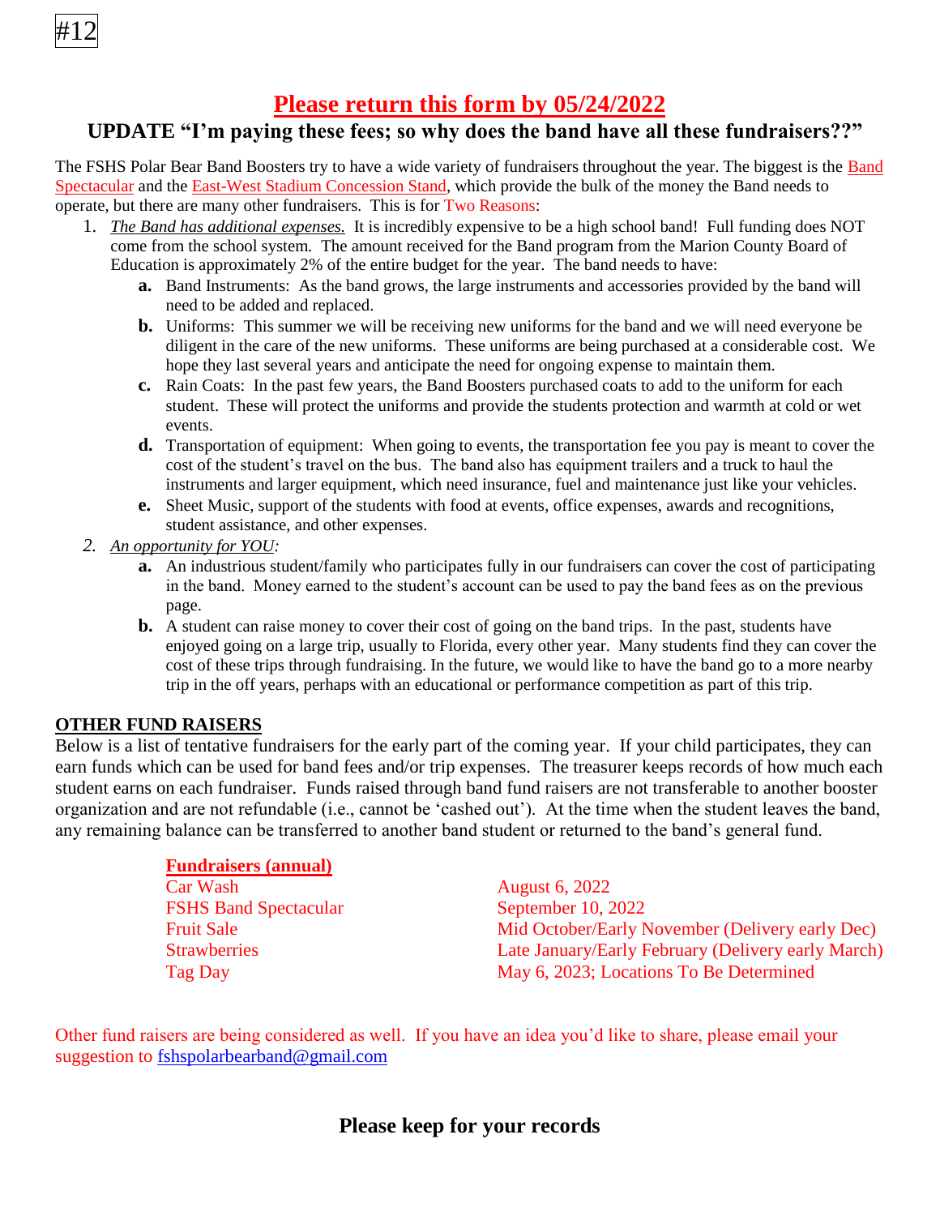#12

# Please return this form by 05/24/2022

## UPDATE "I'm paying these fees; so why does the band have all these fundraisers??"

The FSHS Polar Bear Band Boosters try to have a wide variety of fundraisers throughout the year. The biggest is the Band Spectacular and the East-West Stadium Concession Stand, which provide the bulk of the money the Band needs to operate, but there are many other fundraisers. This is for Two Reasons:

1. *The Band has additional expenses.* It is incredibly expensive to be a high school band! Full funding does NOT come from the school system. The amount received for the Band program from the Marion County Board of Education is approximately 2% of the entire budget for the year. The band needs to have:
   - **a.** Band Instruments: As the band grows, the large instruments and accessories provided by the band will need to be added and replaced.
   - **b.** Uniforms: This summer we will be receiving new uniforms for the band and we will need everyone be diligent in the care of the new uniforms. These uniforms are being purchased at a considerable cost. We hope they last several years and anticipate the need for ongoing expense to maintain them.
   - **c.** Rain Coats: In the past few years, the Band Boosters purchased coats to add to the uniform for each student. These will protect the uniforms and provide the students protection and warmth at cold or wet events.
   - **d.** Transportation of equipment: When going to events, the transportation fee you pay is meant to cover the cost of the student's travel on the bus. The band also has equipment trailers and a truck to haul the instruments and larger equipment, which need insurance, fuel and maintenance just like your vehicles.
   - **e.** Sheet Music, support of the students with food at events, office expenses, awards and recognitions, student assistance, and other expenses.
2. *An opportunity for YOU:*
   - **a.** An industrious student/family who participates fully in our fundraisers can cover the cost of participating in the band. Money earned to the student's account can be used to pay the band fees as on the previous page.
   - **b.** A student can raise money to cover their cost of going on the band trips. In the past, students have enjoyed going on a large trip, usually to Florida, every other year. Many students find they can cover the cost of these trips through fundraising. In the future, we would like to have the band go to a more nearby trip in the off years, perhaps with an educational or performance competition as part of this trip.

**OTHER FUND RAISERS**

Below is a list of tentative fundraisers for the early part of the coming year. If your child participates, they can earn funds which can be used for band fees and/or trip expenses. The treasurer keeps records of how much each student earns on each fundraiser. Funds raised through band fund raisers are not transferable to another booster organization and are not refundable (i.e., cannot be 'cashed out'). At the time when the student leaves the band, any remaining balance can be transferred to another band student or returned to the band's general fund.

| **Fundraisers (annual)** | |
|---|---|
| Car Wash | August 6, 2022 |
| FSHS Band Spectacular | September 10, 2022 |
| Fruit Sale | Mid October/Early November (Delivery early Dec) |
| Strawberries | Late January/Early February (Delivery early March) |
| Tag Day | May 6, 2023; Locations To Be Determined |

Other fund raisers are being considered as well. If you have an idea you'd like to share, please email your suggestion to fshspolarbearband@gmail.com

**Please keep for your records**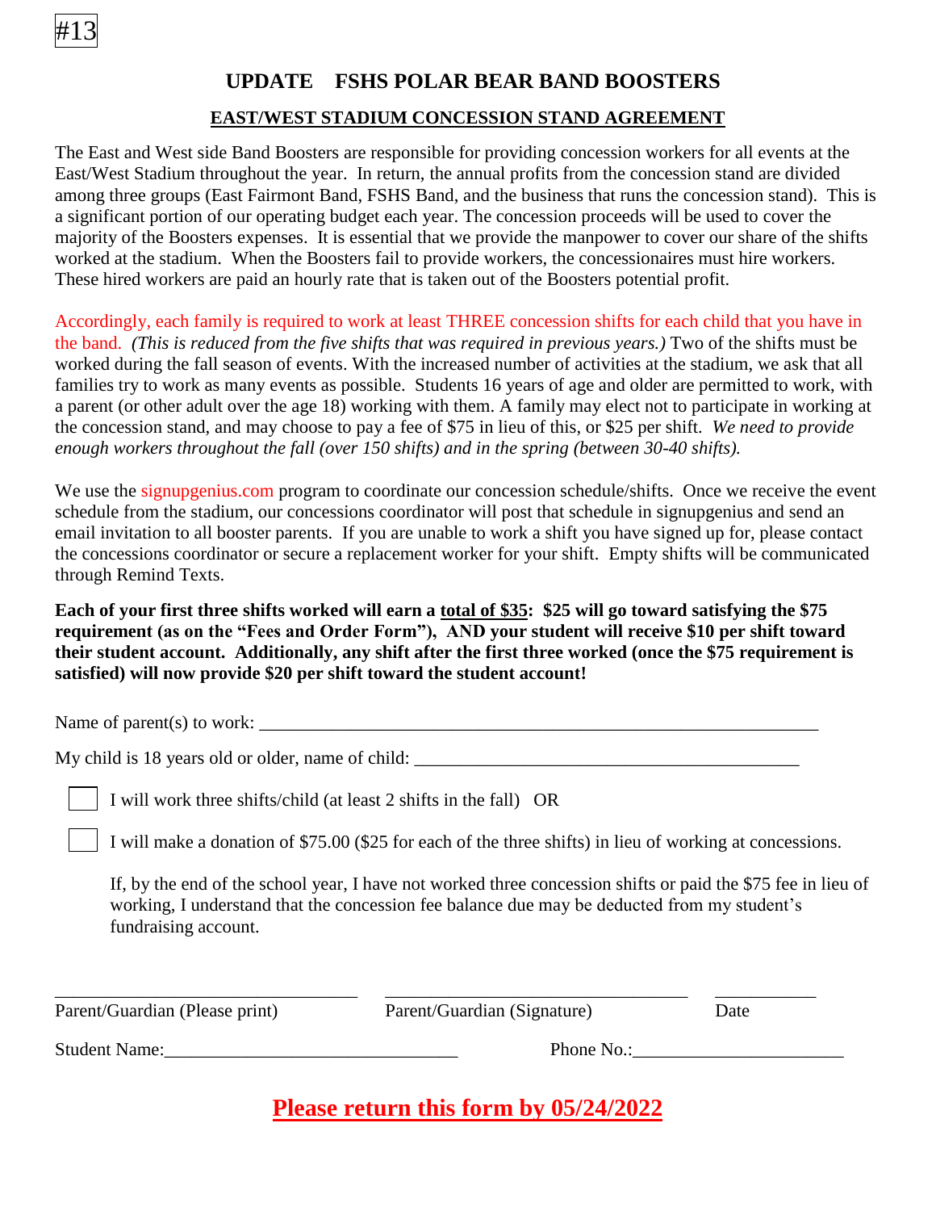#13

# UPDATE FSHS POLAR BEAR BAND BOOSTERS

## EAST/WEST STADIUM CONCESSION STAND AGREEMENT

The East and West side Band Boosters are responsible for providing concession workers for all events at the East/West Stadium throughout the year. In return, the annual profits from the concession stand are divided among three groups (East Fairmont Band, FSHS Band, and the business that runs the concession stand). This is a significant portion of our operating budget each year. The concession proceeds will be used to cover the majority of the Boosters expenses. It is essential that we provide the manpower to cover our share of the shifts worked at the stadium. When the Boosters fail to provide workers, the concessionaires must hire workers. These hired workers are paid an hourly rate that is taken out of the Boosters potential profit.

Accordingly, each family is required to work at least THREE concession shifts for each child that you have in the band. *(This is reduced from the five shifts that was required in previous years.)* Two of the shifts must be worked during the fall season of events. With the increased number of activities at the stadium, we ask that all families try to work as many events as possible. Students 16 years of age and older are permitted to work, with a parent (or other adult over the age 18) working with them. A family may elect not to participate in working at the concession stand, and may choose to pay a fee of $75 in lieu of this, or $25 per shift. *We need to provide enough workers throughout the fall (over 150 shifts) and in the spring (between 30-40 shifts).*

We use the signupgenius.com program to coordinate our concession schedule/shifts. Once we receive the event schedule from the stadium, our concessions coordinator will post that schedule in signupgenius and send an email invitation to all booster parents. If you are unable to work a shift you have signed up for, please contact the concessions coordinator or secure a replacement worker for your shift. Empty shifts will be communicated through Remind Texts.

**Each of your first three shifts worked will earn a total of $35: $25 will go toward satisfying the $75 requirement (as on the "Fees and Order Form"), AND your student will receive $10 per shift toward their student account. Additionally, any shift after the first three worked (once the $75 requirement is satisfied) will now provide $20 per shift toward the student account!**

Name of parent(s) to work: ______________________________________________________________

My child is 18 years old or older, name of child: ___________________________________________

☐ I will work three shifts/child (at least 2 shifts in the fall) OR

☐ I will make a donation of $75.00 ($25 for each of the three shifts) in lieu of working at concessions.

If, by the end of the school year, I have not worked three concession shifts or paid the $75 fee in lieu of working, I understand that the concession fee balance due may be deducted from my student's fundraising account.

________________________________ ________________________________ ___________

Parent/Guardian (Please print) Parent/Guardian (Signature) Date

Student Name:______________________________ Phone No.:______________________

**Please return this form by 05/24/2022**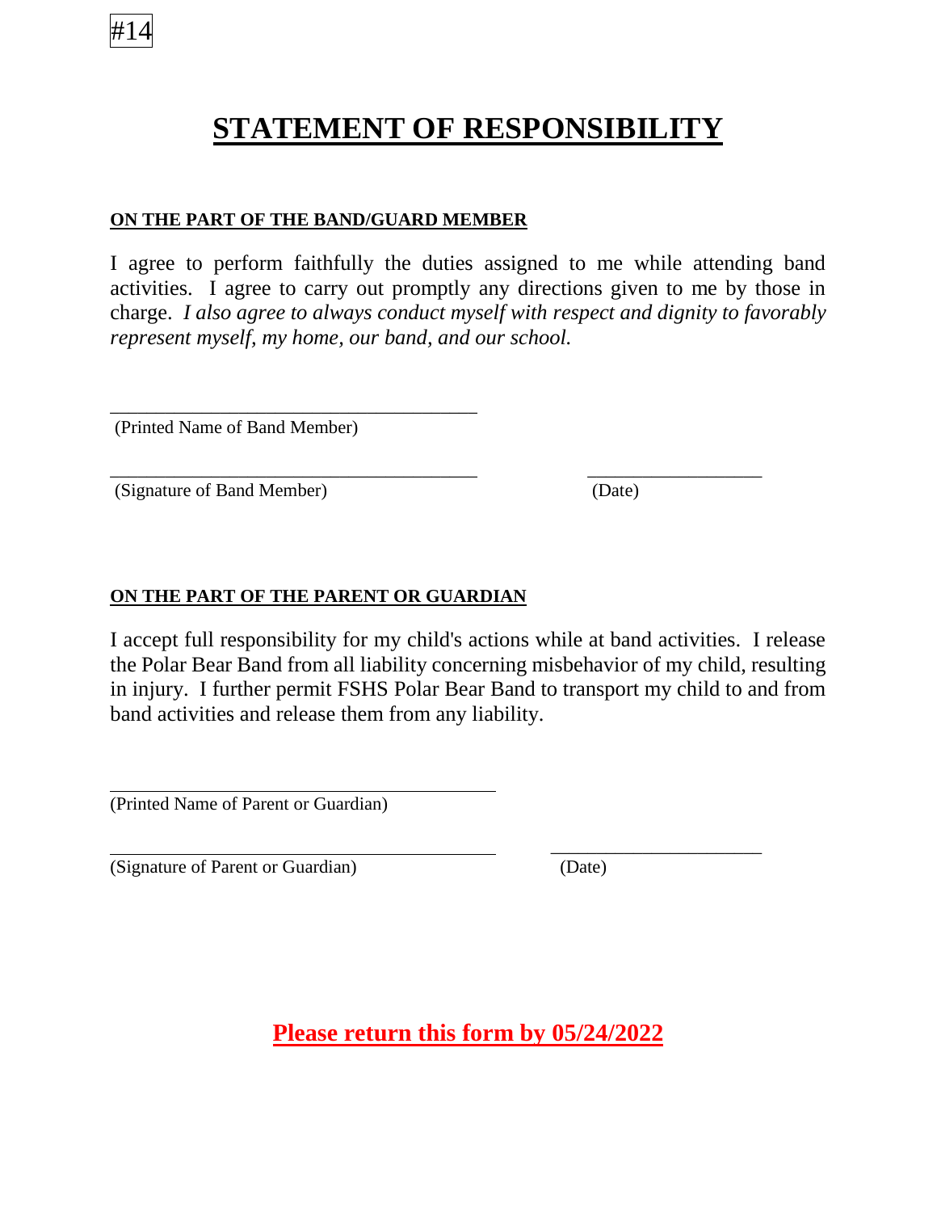#14

# STATEMENT OF RESPONSIBILITY

**ON THE PART OF THE BAND/GUARD MEMBER**

I agree to perform faithfully the duties assigned to me while attending band activities. I agree to carry out promptly any directions given to me by those in charge. *I also agree to always conduct myself with respect and dignity to favorably represent myself, my home, our band, and our school.*

\_\_\_\_\_\_\_\_\_\_\_\_\_\_\_\_\_\_\_\_\_\_\_\_\_\_\_\_\_\_\_\_\_\_\_\_\_\_\_\_
(Printed Name of Band Member)

\_\_\_\_\_\_\_\_\_\_\_\_\_\_\_\_\_\_\_\_\_\_\_\_\_\_\_\_\_\_\_\_\_\_\_\_\_\_\_\_ \_\_\_\_\_\_\_\_\_\_\_\_\_\_\_\_\_\_\_\_
(Signature of Band Member) (Date)

**ON THE PART OF THE PARENT OR GUARDIAN**

I accept full responsibility for my child's actions while at band activities. I release the Polar Bear Band from all liability concerning misbehavior of my child, resulting in injury. I further permit FSHS Polar Bear Band to transport my child to and from band activities and release them from any liability.

\_\_\_\_\_\_\_\_\_\_\_\_\_\_\_\_\_\_\_\_\_\_\_\_\_\_\_\_\_\_\_\_\_\_\_\_\_\_\_\_
(Printed Name of Parent or Guardian)

\_\_\_\_\_\_\_\_\_\_\_\_\_\_\_\_\_\_\_\_\_\_\_\_\_\_\_\_\_\_\_\_\_\_\_\_\_\_\_\_ \_\_\_\_\_\_\_\_\_\_\_\_\_\_\_\_\_\_\_\_
(Signature of Parent or Guardian) (Date)

**Please return this form by 05/24/2022**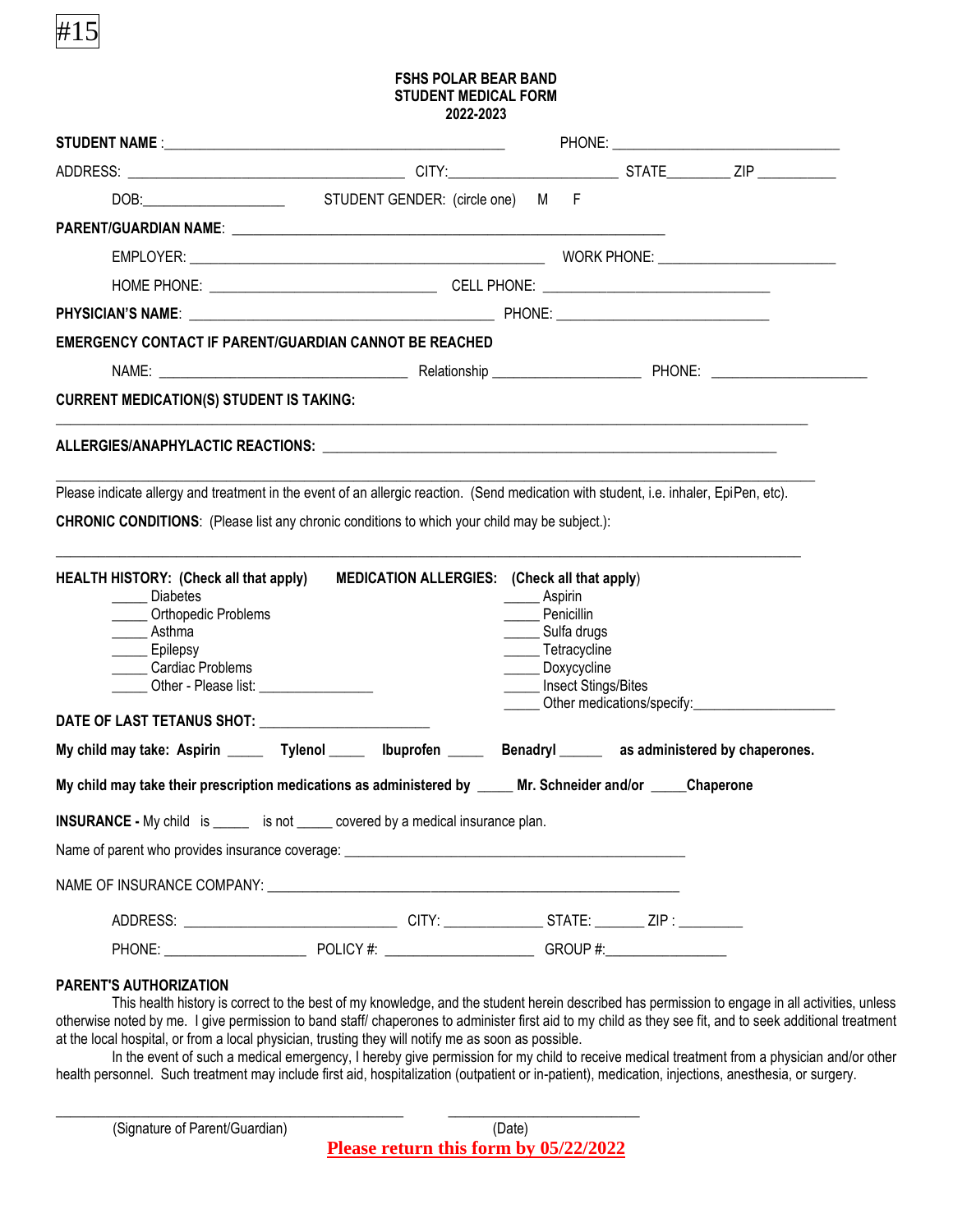#15

**FSHS POLAR BEAR BAND**
**STUDENT MEDICAL FORM**
**2022-2023**

**STUDENT NAME** :_____________________________________________ PHONE: ______________________________

ADDRESS: ___________________________________ CITY:_____________________ STATE________ ZIP __________

DOB:___________________ STUDENT GENDER: (circle one) M F

**PARENT/GUARDIAN NAME**: _______________________________________________________

EMPLOYER: _____________________________________________ WORK PHONE: ______________________

HOME PHONE: ____________________________ CELL PHONE: ____________________________

**PHYSICIAN'S NAME**: ________________________________________ PHONE: ___________________________

**EMERGENCY CONTACT IF PARENT/GUARDIAN CANNOT BE REACHED**

NAME: ________________________________ Relationship ___________________ PHONE: ____________________

**CURRENT MEDICATION(S) STUDENT IS TAKING:**

_____________________________________________________________________________________________

**ALLERGIES/ANAPHYLACTIC REACTIONS:** _________________________________________________________

_____________________________________________________________________________________________

Please indicate allergy and treatment in the event of an allergic reaction. (Send medication with student, i.e. inhaler, EpiPen, etc).

**CHRONIC CONDITIONS**: (Please list any chronic conditions to which your child may be subject.):

_____________________________________________________________________________________________

**HEALTH HISTORY: (Check all that apply)**

_____ Diabetes
_____ Orthopedic Problems
_____ Asthma
_____ Epilepsy
_____ Cardiac Problems
_____ Other - Please list: _______________

**MEDICATION ALLERGIES: (Check all that apply)**

_____ Aspirin
_____ Penicillin
_____ Sulfa drugs
_____ Tetracycline
_____ Doxycycline
_____ Insect Stings/Bites
_____ Other medications/specify:___________________

**DATE OF LAST TETANUS SHOT:** ______________________

**My child may take: Aspirin _____ Tylenol _____ Ibuprofen _____ Benadryl _____ as administered by chaperones.**

**My child may take their prescription medications as administered by _____ Mr. Schneider and/or _____Chaperone**

**INSURANCE -** My child is _____ is not _____ covered by a medical insurance plan.

Name of parent who provides insurance coverage: ______________________________________________

NAME OF INSURANCE COMPANY: _________________________________________________________

ADDRESS: ___________________________ CITY: ____________ STATE: _______ ZIP : ________

PHONE: __________________ POLICY #: ___________________ GROUP #:________________

**PARENT'S AUTHORIZATION**

This health history is correct to the best of my knowledge, and the student herein described has permission to engage in all activities, unless otherwise noted by me. I give permission to band staff/ chaperones to administer first aid to my child as they see fit, and to seek additional treatment at the local hospital, or from a local physician, trusting they will notify me as soon as possible.

In the event of such a medical emergency, I hereby give permission for my child to receive medical treatment from a physician and/or other health personnel. Such treatment may include first aid, hospitalization (outpatient or in-patient), medication, injections, anesthesia, or surgery.

_____________________________________________ _________________________
(Signature of Parent/Guardian) (Date)

**Please return this form by 05/22/2022**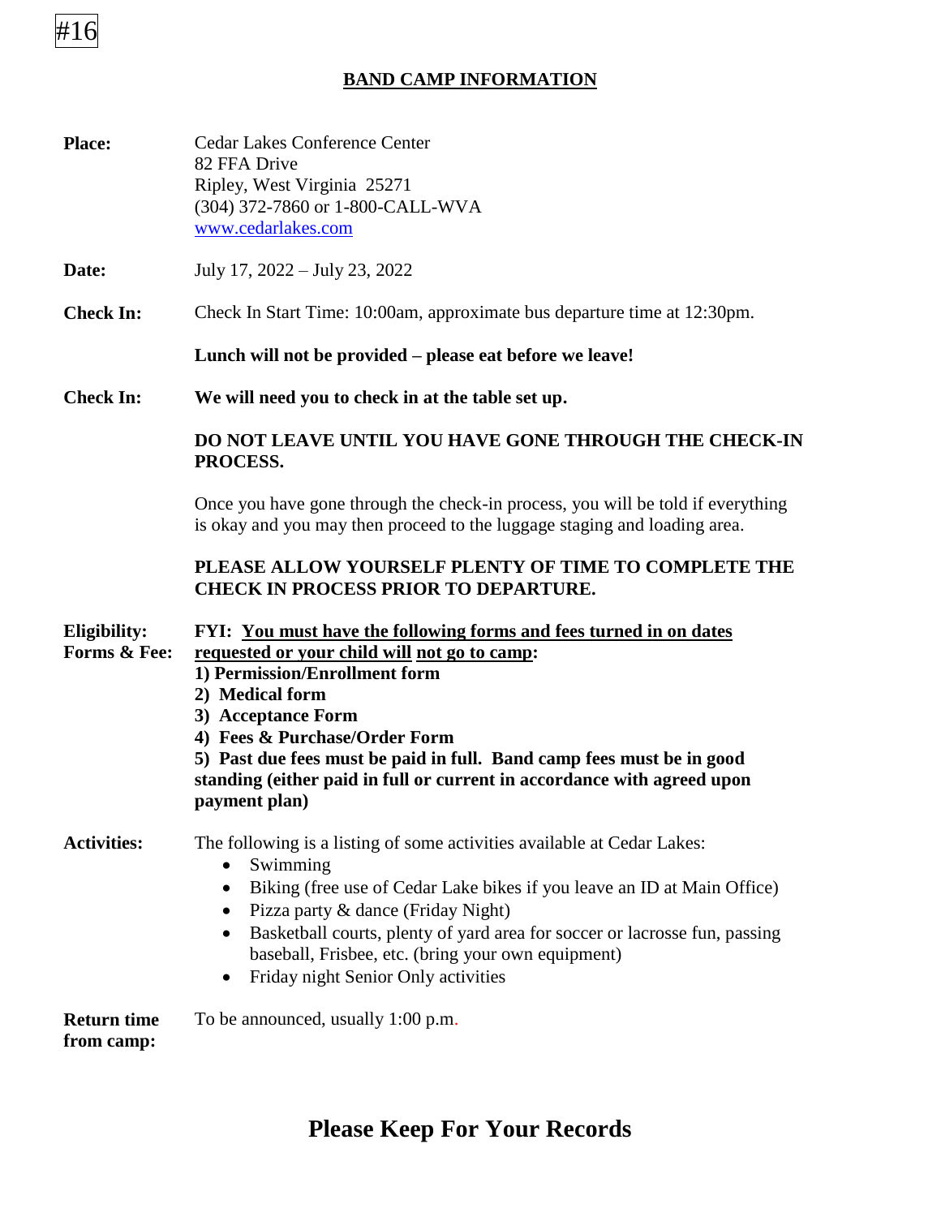#16

## BAND CAMP INFORMATION

**Place:** Cedar Lakes Conference Center
82 FFA Drive
Ripley, West Virginia 25271
(304) 372-7860 or 1-800-CALL-WVA
www.cedarlakes.com

**Date:** July 17, 2022 – July 23, 2022

**Check In:** Check In Start Time: 10:00am, approximate bus departure time at 12:30pm.

**Lunch will not be provided – please eat before we leave!**

**Check In:** **We will need you to check in at the table set up.**

**DO NOT LEAVE UNTIL YOU HAVE GONE THROUGH THE CHECK-IN PROCESS.**

Once you have gone through the check-in process, you will be told if everything is okay and you may then proceed to the luggage staging and loading area.

**PLEASE ALLOW YOURSELF PLENTY OF TIME TO COMPLETE THE CHECK IN PROCESS PRIOR TO DEPARTURE.**

**Eligibility: Forms & Fee:** **FYI: You must have the following forms and fees turned in on dates requested or your child will not go to camp:**

**1) Permission/Enrollment form**
**2) Medical form**
**3) Acceptance Form**
**4) Fees & Purchase/Order Form**
**5) Past due fees must be paid in full. Band camp fees must be in good standing (either paid in full or current in accordance with agreed upon payment plan)**

**Activities:** The following is a listing of some activities available at Cedar Lakes:

- Swimming
- Biking (free use of Cedar Lake bikes if you leave an ID at Main Office)
- Pizza party & dance (Friday Night)
- Basketball courts, plenty of yard area for soccer or lacrosse fun, passing baseball, Frisbee, etc. (bring your own equipment)
- Friday night Senior Only activities

**Return time from camp:** To be announced, usually 1:00 p.m.

# Please Keep For Your Records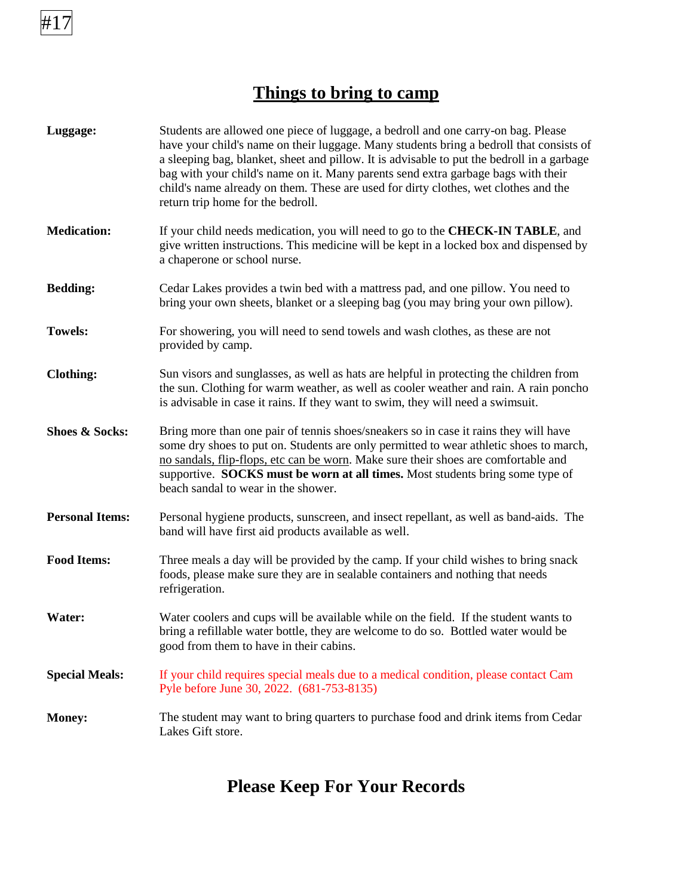#17

# Things to bring to camp

**Luggage:** Students are allowed one piece of luggage, a bedroll and one carry-on bag. Please have your child's name on their luggage. Many students bring a bedroll that consists of a sleeping bag, blanket, sheet and pillow. It is advisable to put the bedroll in a garbage bag with your child's name on it. Many parents send extra garbage bags with their child's name already on them. These are used for dirty clothes, wet clothes and the return trip home for the bedroll.

**Medication:** If your child needs medication, you will need to go to the **CHECK-IN TABLE**, and give written instructions. This medicine will be kept in a locked box and dispensed by a chaperone or school nurse.

**Bedding:** Cedar Lakes provides a twin bed with a mattress pad, and one pillow. You need to bring your own sheets, blanket or a sleeping bag (you may bring your own pillow).

**Towels:** For showering, you will need to send towels and wash clothes, as these are not provided by camp.

**Clothing:** Sun visors and sunglasses, as well as hats are helpful in protecting the children from the sun. Clothing for warm weather, as well as cooler weather and rain. A rain poncho is advisable in case it rains. If they want to swim, they will need a swimsuit.

**Shoes & Socks:** Bring more than one pair of tennis shoes/sneakers so in case it rains they will have some dry shoes to put on. Students are only permitted to wear athletic shoes to march, no sandals, flip-flops, etc can be worn. Make sure their shoes are comfortable and supportive. **SOCKS must be worn at all times.** Most students bring some type of beach sandal to wear in the shower.

**Personal Items:** Personal hygiene products, sunscreen, and insect repellant, as well as band-aids. The band will have first aid products available as well.

**Food Items:** Three meals a day will be provided by the camp. If your child wishes to bring snack foods, please make sure they are in sealable containers and nothing that needs refrigeration.

**Water:** Water coolers and cups will be available while on the field. If the student wants to bring a refillable water bottle, they are welcome to do so. Bottled water would be good from them to have in their cabins.

**Special Meals:** If your child requires special meals due to a medical condition, please contact Cam Pyle before June 30, 2022. (681-753-8135)

**Money:** The student may want to bring quarters to purchase food and drink items from Cedar Lakes Gift store.

## Please Keep For Your Records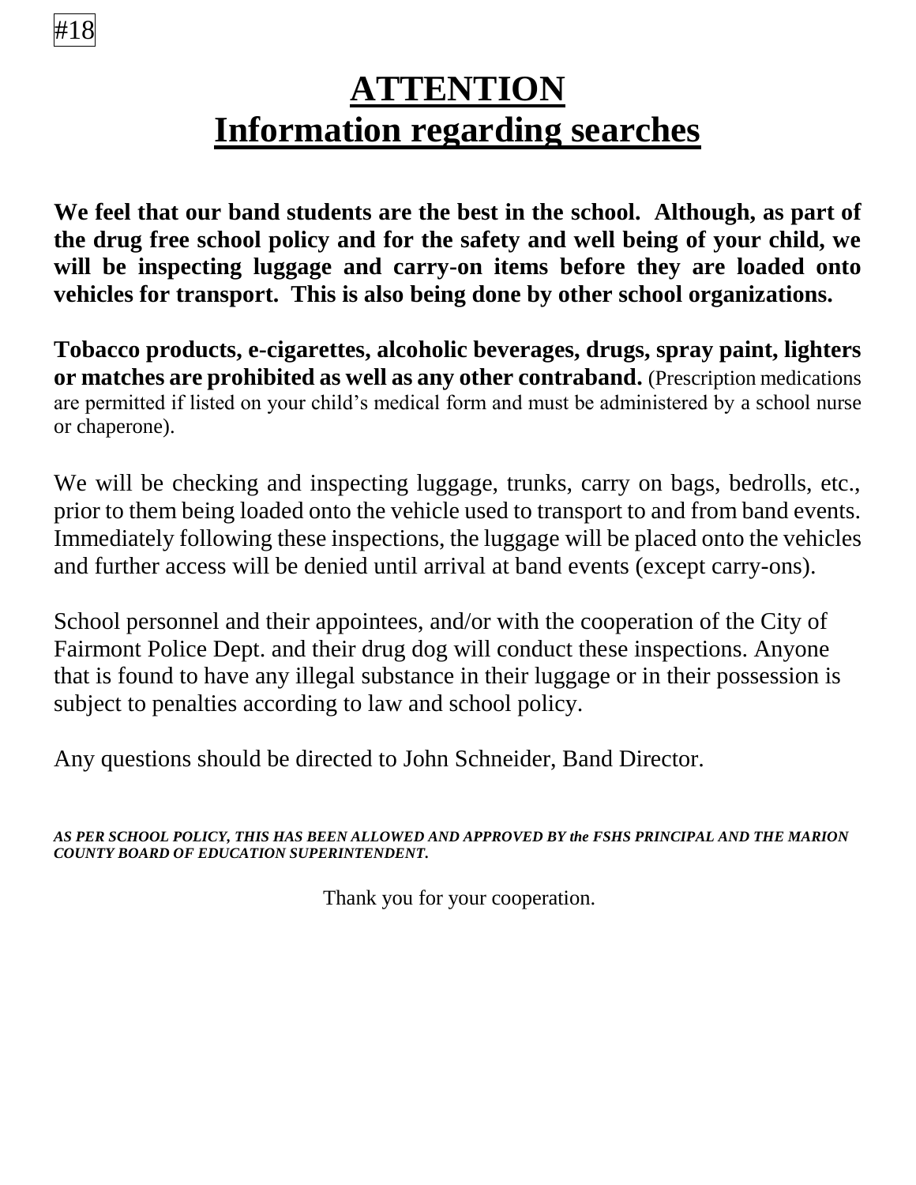#18

# ATTENTION
# Information regarding searches

**We feel that our band students are the best in the school. Although, as part of the drug free school policy and for the safety and well being of your child, we will be inspecting luggage and carry-on items before they are loaded onto vehicles for transport. This is also being done by other school organizations.**

**Tobacco products, e-cigarettes, alcoholic beverages, drugs, spray paint, lighters or matches are prohibited as well as any other contraband.** (Prescription medications are permitted if listed on your child's medical form and must be administered by a school nurse or chaperone).

We will be checking and inspecting luggage, trunks, carry on bags, bedrolls, etc., prior to them being loaded onto the vehicle used to transport to and from band events. Immediately following these inspections, the luggage will be placed onto the vehicles and further access will be denied until arrival at band events (except carry-ons).

School personnel and their appointees, and/or with the cooperation of the City of Fairmont Police Dept. and their drug dog will conduct these inspections. Anyone that is found to have any illegal substance in their luggage or in their possession is subject to penalties according to law and school policy.

Any questions should be directed to John Schneider, Band Director.

***AS PER SCHOOL POLICY, THIS HAS BEEN ALLOWED AND APPROVED BY the FSHS PRINCIPAL AND THE MARION COUNTY BOARD OF EDUCATION SUPERINTENDENT.***

Thank you for your cooperation.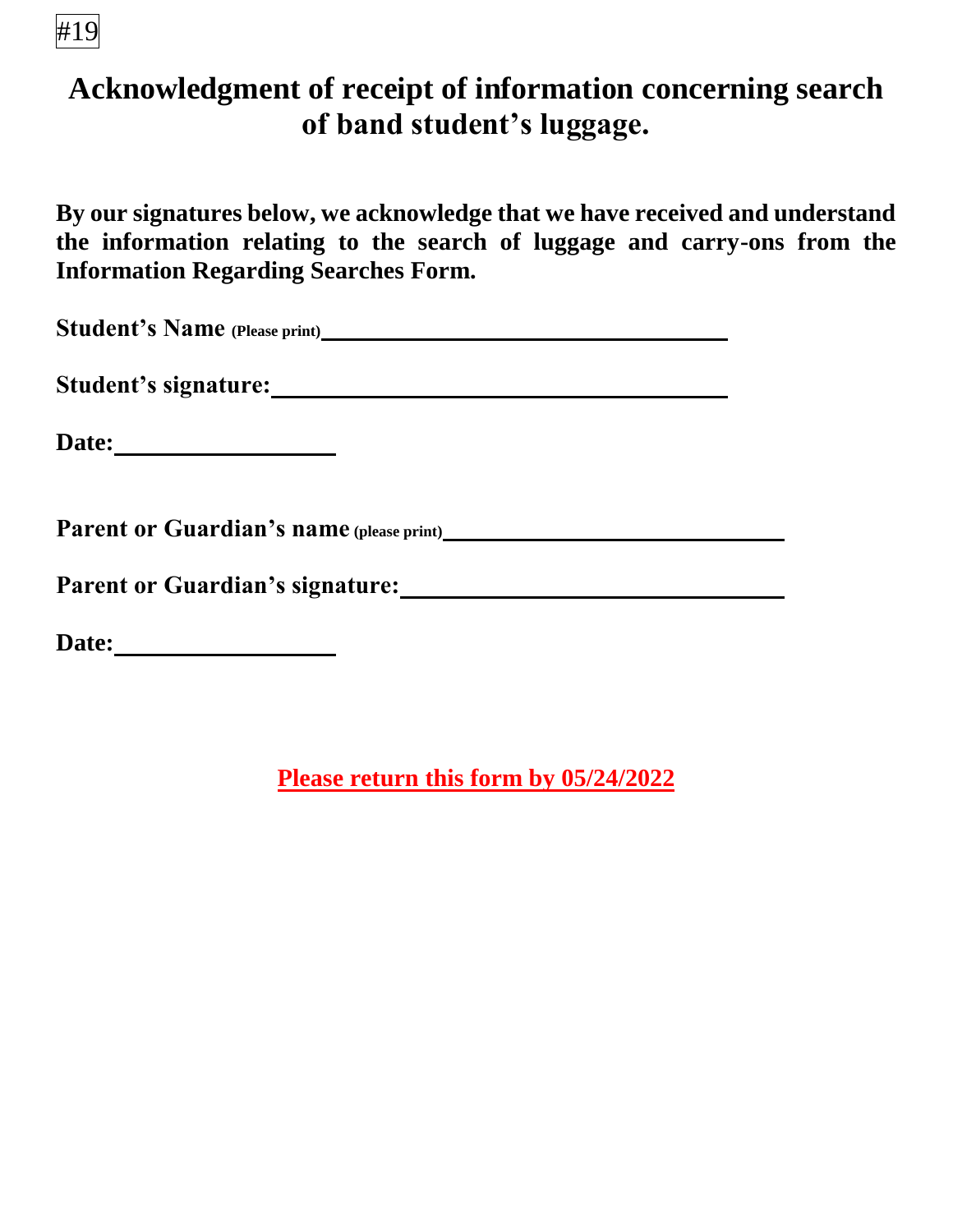#19

# Acknowledgment of receipt of information concerning search of band student's luggage.

**By our signatures below, we acknowledge that we have received and understand the information relating to the search of luggage and carry-ons from the Information Regarding Searches Form.**

**Student's Name (Please print)**\_\_\_\_\_\_\_\_\_\_\_\_\_\_\_\_\_\_\_\_\_\_\_\_\_\_\_\_\_\_\_\_\_\_\_\_

**Student's signature:**\_\_\_\_\_\_\_\_\_\_\_\_\_\_\_\_\_\_\_\_\_\_\_\_\_\_\_\_\_\_\_\_\_\_\_\_\_\_

**Date:**\_\_\_\_\_\_\_\_\_\_\_\_\_\_\_\_\_\_\_\_

**Parent or Guardian's name (please print)**\_\_\_\_\_\_\_\_\_\_\_\_\_\_\_\_\_\_\_\_\_\_\_\_\_\_\_\_\_\_

**Parent or Guardian's signature:**\_\_\_\_\_\_\_\_\_\_\_\_\_\_\_\_\_\_\_\_\_\_\_\_\_\_\_\_\_\_\_\_

**Date:**\_\_\_\_\_\_\_\_\_\_\_\_\_\_\_\_\_\_\_\_

**Please return this form by 05/24/2022**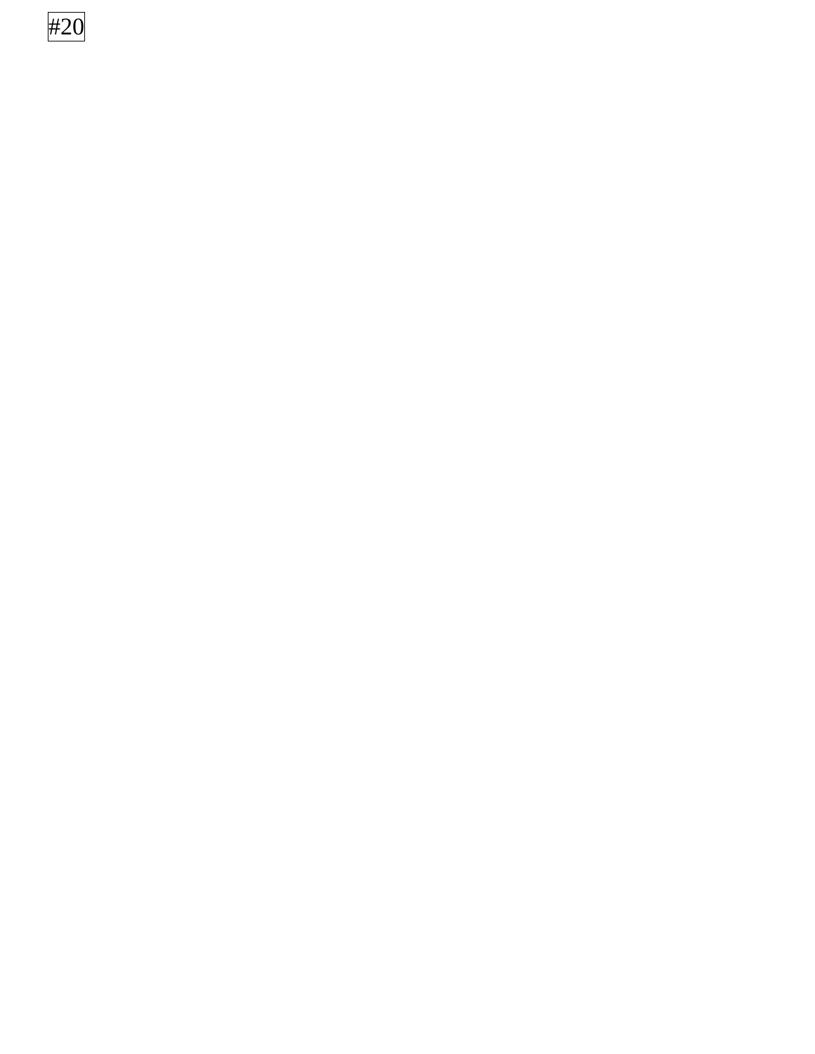#20